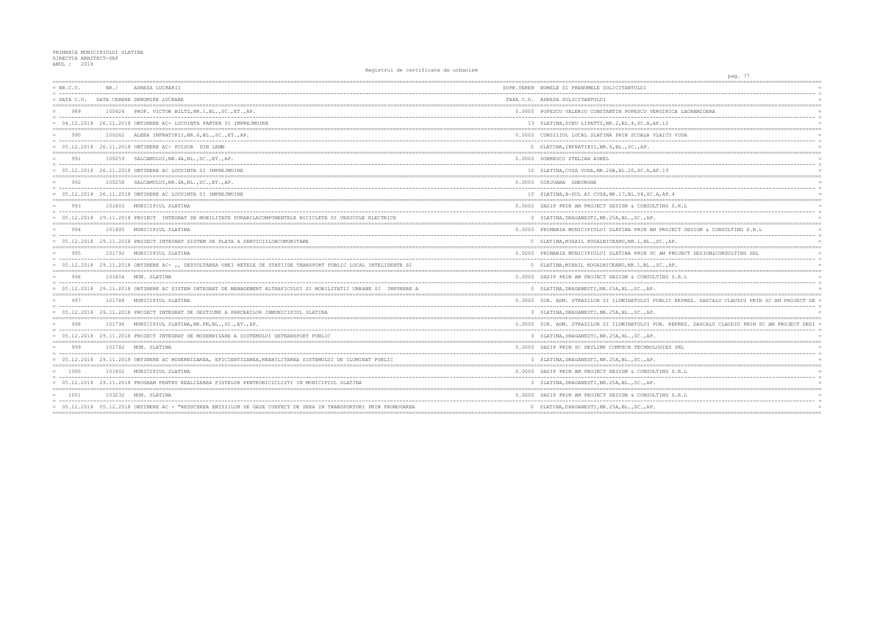PRIMARIA MUNICIPIULUI SLATINA
DIRECTIA ARHITECT-SEF
ANUL : 2018

Registrul de certificate de urbanism

| NR.C.U. / DATA C.U. | NR./ DATA CERERE | ADRESA LUCRARII / DENUMIRE LUCRARE | SUPR.TEREN / TAXA C.U. | NUMELE SI PRENUMELE SOLICITANTULUI / ADRESA SOLICITANTULUI |
|---|---|---|---|---|
| 989 | 100424 | PROF. VICTOR BILTZ,NR.1,BL.,SC.,ET.,AP. | 0.0000 | POPESCU VALERIU CONSTANTIN POPESCU VERGINICA LACRAMIOARA |
| 04.12.2018 | 26.11.2018 | OBTINERE AC- LOCUINTA PARTER SI IMPREJMUIRE | 13 | SLATINA,DINU LIPATTI,NR.2,BL.4,SC.A,AP.12 |
| 990 | 100262 | ALEEA INFRATIRII,NR.6,BL.,SC.,ET.,AP. | 0.0000 | CONSILIUL LOCAL SLATINA PRIN SCOALA VLAICU VODA |
| 05.12.2018 | 26.11.2018 | OBTINERE AC- FOISOR DIN LEMN | 0 | SLATINA,INFRATIRII,NR.6,BL.,SC.,AP. |
| 991 | 100259 | SALCAMULUI,NR.4A,BL.,SC,ET.,AP. | 0.0000 | DOBRESCU STELIAN AUREL |
| 05.12.2018 | 26.11.2018 | OBTINERE AC LOCUINTA SI IMPREJMUIRE | 10 | SLATINA,CUZA VODA,NR.26B,BL.26,SC.A,AP.19 |
| 992 | 100258 | SALCAMULUI,NR.4A,BL.,SC,ET.,AP. | 0.0000 | GIRJOABA GHEORGHE |
| 05.12.2018 | 26.11.2018 | OBTINERE AC LOCUINTA SI IMPREJMUIRE | 10 | SLATINA,B-DUL AI CUZA,NR.17,BL.V4,SC.A,AP.4 |
| 993 | 101803 | MUNICIPIUL SLATINA | 0.0000 | DASIP PRIN AM PROJECT DESIGN & CONSULTING S.R.L |
| 05.12.2018 | 29.11.2018 | PROIECT INTEGRAT DE MOBILITATE DURABILACOMPONENTELE BICICLETE SI VEHICULE ELECTRICE | 0 | SLATINA,DRAGANESTI,NR.25A,BL.,SC.,AP. |
| 994 | 101800 | MUNICIPIUL SLATINA | 0.0000 | PRIMARIA MUNICIPIULUI SLATINA PRIN AM PROJECT DESIGN & CONSULTING S.R.L |
| 05.12.2018 | 29.11.2018 | PROIECT INTEGRAT SISTEM DE PLATA A SERVICIILORCOMUNITARE | 0 | SLATINA,MIHAIL KOGALNICEANU,NR.1,BL.,SC.,AP. |
| 995 | 101792 | MUNICIPIUL SLATINA | 0.0000 | PRIMARIA MUNICIPIULUI SLATINA PRIN SC AM PROJECT DESIGN&CONSULTING SRL |
| 05.12.2018 | 29.11.2018 | OBTINERE AC- ,, DEZVOLTAREA UNEI RETELE DE STATIIDE TRANSPORT PUBLIC LOCAL INTELIGENTE SI | 0 | SLATINA,MIHAIL KOGALNICEANU,NR.1,BL.,SC.,AP. |
| 996 | 101804 | MUN. SLATINA | 0.0000 | DASIP PRIN AM PROJECT DESIGN & CONSULTING S.R.L |
| 05.12.2018 | 29.11.2018 | OBTINERE AC SISTEM INTEGRAT DE MANAGEMENT ALTRAFICULUI SI MOBILITATII URBANE SI IMPUNERE A | 0 | SLATINA,DRAGANESTI,NR.25A,BL.,SC.,AP. |
| 997 | 101788 | MUNICIPIUL SLATINA | 0.0000 | DIR. ADM. STRAZILOR SI ILUMINATULUI PUBLIC REPREZ. DASCALU CLAUDIU PRIN SC AM PROJECT DE |
| 05.12.2018 | 29.11.2018 | PROIECT INTEGRAT DE GESTIUNE A PARCARILOR INMUNICIPIUL SLATINA | 0 | SLATINA,DRAGANESTI,NR.25A,BL.,SC.,AP. |
| 998 | 101796 | MUNICIPIUL SLATINA,NR.FN,BL.,SC.,ET.,AP. | 0.0000 | DIR. ADM. STRAZILOR SI ILUMINATULUI PUB. REPREZ. DASCALU CLAUDIU PRIN SC AM PROJECT DESI |
| 05.12.2018 | 29.11.2018 | PROIECT INTEGRAT DE MODERNIZARE A SISTEMULUI DETRANSPORT PUBLIC | 0 | SLATINA,DRAGANESTI,NR.25A,BL.,SC.,AP. |
| 999 | 101782 | MUN. SLATINA | 0.0000 | DASIP PRIN SC DEVLINK COMTECH TECHNOLOGIES SRL |
| 05.12.2018 | 29.11.2018 | OBTINERE AC MODERNIZAREA, EFICIENTIZAREA,REABILITAREA SISTEMULUI DE ILUMINAT PUBLIC | 0 | SLATINA,DRAGANESTI,NR.25A,BL.,SC.,AP. |
| 1000 | 101802 | MUNICIPIUL SLATINA | 0.0000 | DASIP PRIN AM PROJECT DESIGN & CONSULTING S.R.L |
| 05.12.2018 | 29.11.2018 | PROGRAM PENTRU REALIZAREA PISTELOR PENTRUBICICLISTI IN MUNICIPIUL SLATINA | 0 | SLATINA,DRAGANESTI,NR.25A,BL.,SC.,AP. |
| 1001 | 103232 | MUN. SLATINA | 0.0000 | DASIP PRIN AM PROJECT DESIGN & CONSULTING S.R.L |
| 05.12.2018 | 05.12.2018 | OBTINERE AC - "REDUCEREA EMISIILOR DE GAZE CUEFECT DE SERA IN TRANSPORTURI PRIN PROMOVAREA | 0 | SLATINA,DRAGANESTI,NR.25A,BL.,SC.,AP. |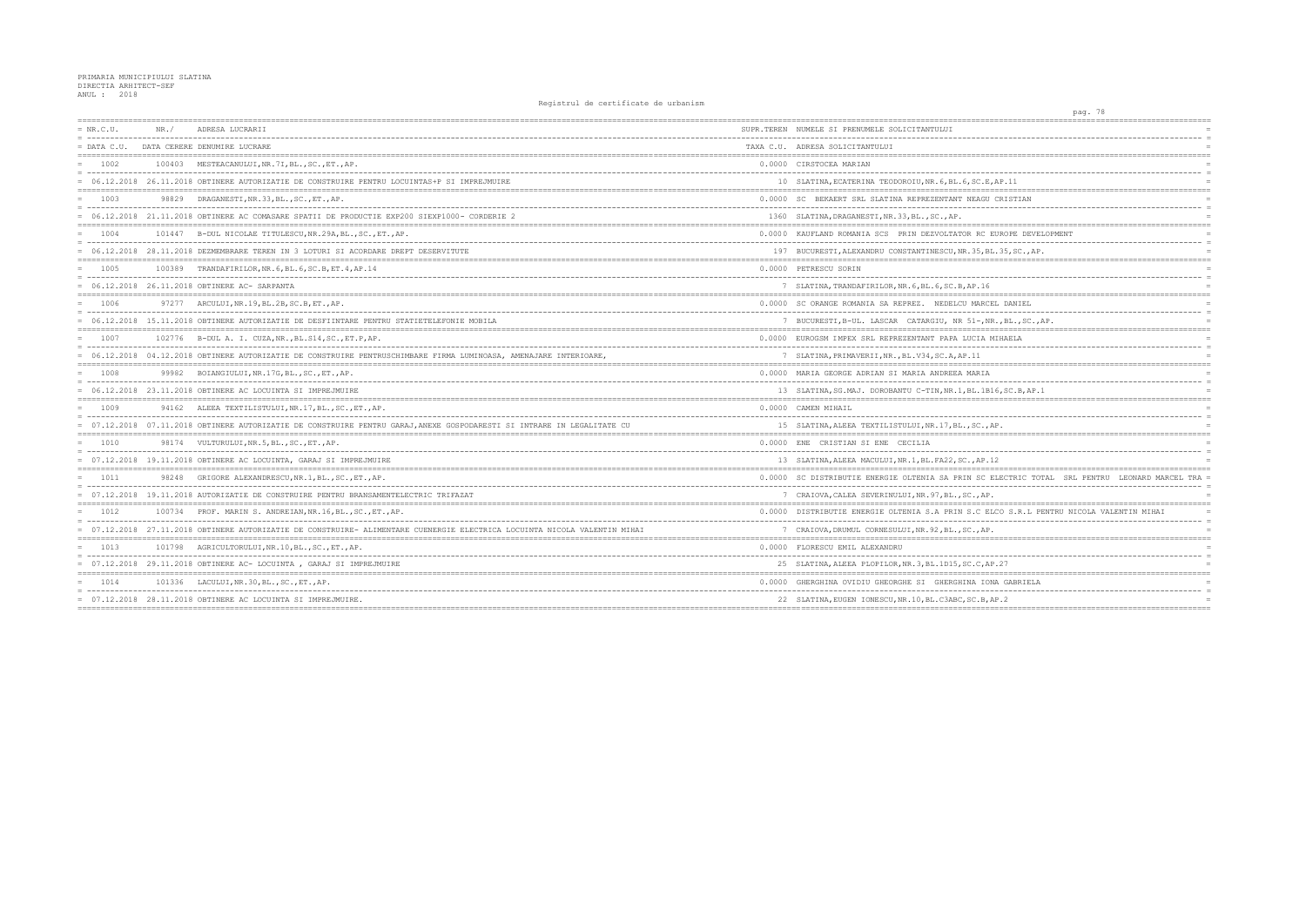PRIMARIA MUNICIPIULUI SLATINA
DIRECTIA ARHITECT-SEF
ANUL : 2018

# Registrul de certificate de urbanism

| NR.C.U. / DATA C.U. | NR./ DATA CERERE | ADRESA LUCRARII / DENUMIRE LUCRARE | SUPR.TEREN / TAXA C.U. | NUMELE SI PRENUMELE SOLICITANTULUI / ADRESA SOLICITANTULUI |
|---|---|---|---|---|
| 1002 | 100403 | MESTEACANULUI,NR.7I,BL.,SC.,ET.,AP. | 0.0000 | CIRSTOCEA MARIAN |
| 06.12.2018 | 26.11.2018 | OBTINERE AUTORIZATIE DE CONSTRUIRE PENTRU LOCUINTAS+P SI IMPREJMUIRE | 10 | SLATINA,ECATERINA TEODOROIU,NR.6,BL.6,SC.E,AP.11 |
| 1003 | 98829 | DRAGANESTI,NR.33,BL.,SC.,ET.,AP. | 0.0000 | SC BEKAERT SRL SLATINA REPREZENTANT NEAGU CRISTIAN |
| 06.12.2018 | 21.11.2018 | OBTINERE AC COMASARE SPATII DE PRODUCTIE EXP200 SIEXP1000- CORDERIE 2 | 1360 | SLATINA,DRAGANESTI,NR.33,BL.,SC.,AP. |
| 1004 | 101447 | B-DUL NICOLAE TITULESCU,NR.29A,BL.,SC.,ET.,AP. | 0.0000 | KAUFLAND ROMANIA SCS PRIN DEZVOLTATOR RC EUROPE DEVELOPMENT |
| 06.12.2018 | 28.11.2018 | DEZMEMBRARE TEREN IN 3 LOTURI SI ACORDARE DREPT DESERVITUTE | 197 | BUCURESTI,ALEXANDRU CONSTANTINESCU,NR.35,BL.35,SC.,AP. |
| 1005 | 100389 | TRANDAFIRILOR,NR.6,BL.6,SC.B,ET.4,AP.14 | 0.0000 | PETRESCU SORIN |
| 06.12.2018 | 26.11.2018 | OBTINERE AC- SARPANTA | 7 | SLATINA,TRANDAFIRILOR,NR.6,BL.6,SC.B,AP.16 |
| 1006 | 97277 | ARCULUI,NR.19,BL.2B,SC.B,ET.,AP. | 0.0000 | SC ORANGE ROMANIA SA REPREZ. NEDELCU MARCEL DANIEL |
| 06.12.2018 | 15.11.2018 | OBTINERE AUTORIZATIE DE DESFIINTARE PENTRU STATIETELEFONIE MOBILA | 7 | BUCURESTI,B-UL. LASCAR CATARGIU, NR 51-,NR.,BL.,SC.,AP. |
| 1007 | 102776 | B-DUL A. I. CUZA,NR.,BL.S14,SC.,ET.P,AP. | 0.0000 | EUROGSM IMPEX SRL REPREZENTANT PAPA LUCIA MIHAELA |
| 06.12.2018 | 04.12.2018 | OBTINERE AUTORIZATIE DE CONSTRUIRE PENTRUSCHIMBARE FIRMA LUMINOASA, AMENAJARE INTERIOARE, | 7 | SLATINA,PRIMAVERII,NR.,BL.V34,SC.A,AP.11 |
| 1008 | 99982 | BOIANGIULUI,NR.17G,BL.,SC.,ET.,AP. | 0.0000 | MARIA GEORGE ADRIAN SI MARIA ANDREEA MARIA |
| 06.12.2018 | 23.11.2018 | OBTINERE AC LOCUINTA SI IMPREJMUIRE | 13 | SLATINA,SG.MAJ. DOROBANTU C-TIN,NR.1,BL.1B16,SC.B,AP.1 |
| 1009 | 94162 | ALEEA TEXTILISTULUI,NR.17,BL.,SC.,ET.,AP. | 0.0000 | CAMEN MIHAIL |
| 07.12.2018 | 07.11.2018 | OBTINERE AUTORIZATIE DE CONSTRUIRE PENTRU GARAJ,ANEXE GOSPODARESTI SI INTRARE IN LEGALITATE CU | 15 | SLATINA,ALEEA TEXTILISTULUI,NR.17,BL.,SC.,AP. |
| 1010 | 98174 | VULTURULUI,NR.5,BL.,SC.,ET.,AP. | 0.0000 | ENE CRISTIAN SI ENE CECILIA |
| 07.12.2018 | 19.11.2018 | OBTINERE AC LOCUINTA, GARAJ SI IMPREJMUIRE | 13 | SLATINA,ALEEA MACULUI,NR.1,BL.FA22,SC.,AP.12 |
| 1011 | 98248 | GRIGORE ALEXANDRESCU,NR.1,BL.,SC.,ET.,AP. | 0.0000 | SC DISTRIBUTIE ENERGIE OLTENIA SA PRIN SC ELECTRIC TOTAL SRL PENTRU LEONARD MARCEL TRA |
| 07.12.2018 | 19.11.2018 | AUTORIZATIE DE CONSTRUIRE PENTRU BRANSAMENTELECTRIC TRIFAZAT | 7 | CRAIOVA,CALEA SEVERINULUI,NR.97,BL.,SC.,AP. |
| 1012 | 100734 | PROF. MARIN S. ANDREIAN,NR.16,BL.,SC.,ET.,AP. | 0.0000 | DISTRIBUTIE ENERGIE OLTENIA S.A PRIN S.C ELCO S.R.L PENTRU NICOLA VALENTIN MIHAI |
| 07.12.2018 | 27.11.2018 | OBTINERE AUTORIZATIE DE CONSTRUIRE- ALIMENTARE CUENERGIE ELECTRICA LOCUINTA NICOLA VALENTIN MIHAI | 7 | CRAIOVA,DRUMUL CORNESULUI,NR.92,BL.,SC.,AP. |
| 1013 | 101798 | AGRICULTORULUI,NR.10,BL.,SC.,ET.,AP. | 0.0000 | FLORESCU EMIL ALEXANDRU |
| 07.12.2018 | 29.11.2018 | OBTINERE AC- LOCUINTA , GARAJ SI IMPREJMUIRE | 25 | SLATINA,ALEEA PLOPILOR,NR.3,BL.1D15,SC.C,AP.27 |
| 1014 | 101336 | LACULUI,NR.30,BL.,SC.,ET.,AP. | 0.0000 | GHERGHINA OVIDIU GHEORGHE SI GHERGHINA IONA GABRIELA |
| 07.12.2018 | 28.11.2018 | OBTINERE AC LOCUINTA SI IMPREJMUIRE. | 22 | SLATINA,EUGEN IONESCU,NR.10,BL.C3ABC,SC.B,AP.2 |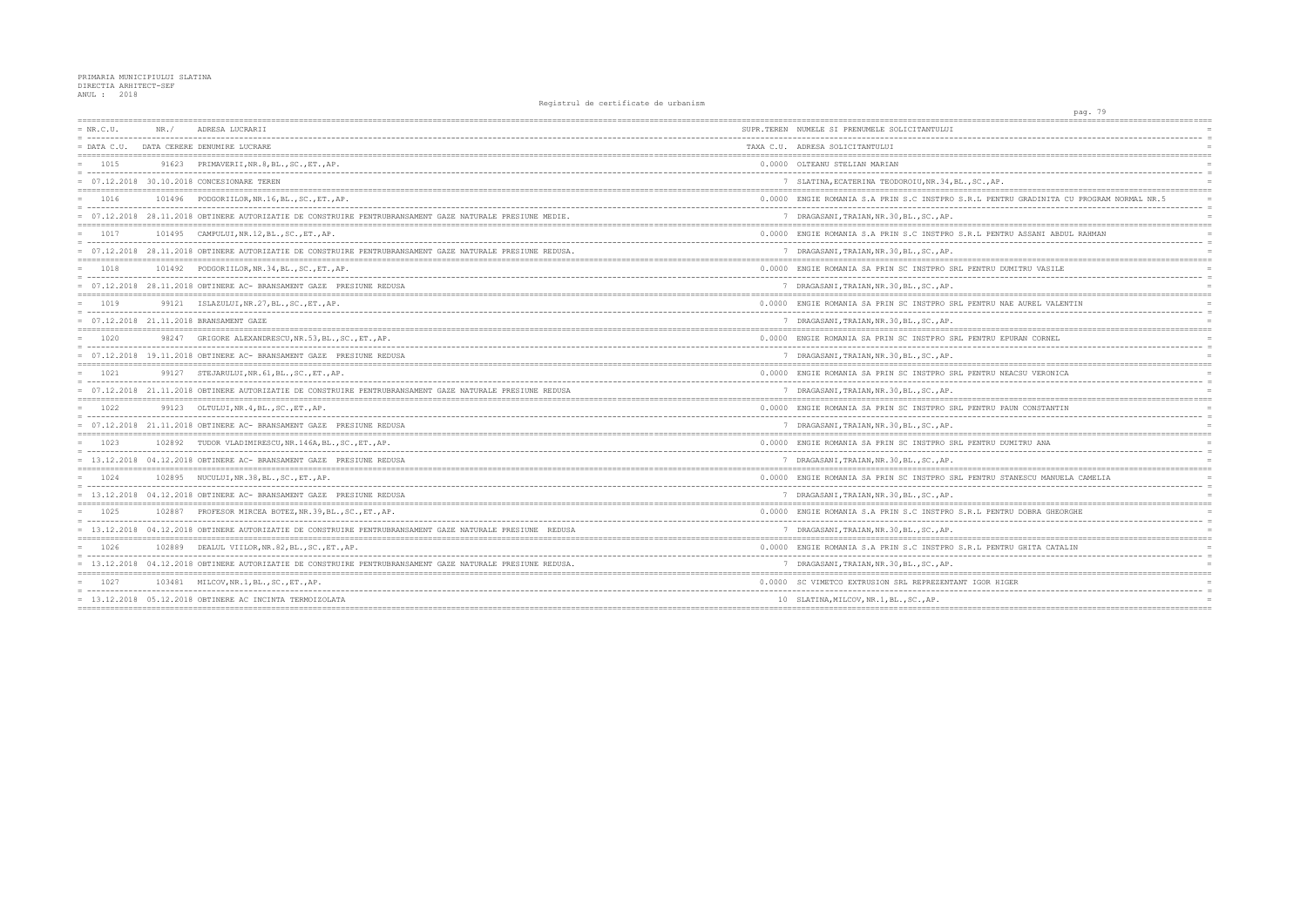PRIMARIA MUNICIPIULUI SLATINA
DIRECTIA ARHITECT-SEF
ANUL : 2018

Registrul de certificate de urbanism

| NR.C.U. / DATA C.U. | NR./ DATA CERERE | ADRESA LUCRARII / DENUMIRE LUCRARE | SUPR.TEREN / TAXA C.U. | NUMELE SI PRENUMELE SOLICITANTULUI / ADRESA SOLICITANTULUI |
|---|---|---|---|---|
| 1015 | 91623 | PRIMAVERII,NR.8,BL.,SC.,ET.,AP. | 0.0000 | OLTEANU STELIAN MARIAN |
| 07.12.2018 | 30.10.2018 | CONCESIONARE TEREN | 7 | SLATINA,ECATERINA TEODOROIU,NR.34,BL.,SC.,AP. |
| 1016 | 101496 | PODGORIILOR,NR.16,BL.,SC.,ET.,AP. | 0.0000 | ENGIE ROMANIA S.A PRIN S.C INSTPRO S.R.L PENTRU GRADINITA CU PROGRAM NORMAL NR.5 |
| 07.12.2018 | 28.11.2018 | OBTINERE AUTORIZATIE DE CONSTRUIRE PENTRUBRANSAMENT GAZE NATURALE PRESIUNE MEDIE. | 7 | DRAGASANI,TRAIAN,NR.30,BL.,SC.,AP. |
| 1017 | 101495 | CAMPULUI,NR.12,BL.,SC.,ET.,AP. | 0.0000 | ENGIE ROMANIA S.A PRIN S.C INSTPRO S.R.L PENTRU ASSANI ABDUL RAHMAN |
| 07.12.2018 | 28.11.2018 | OBTINERE AUTORIZATIE DE CONSTRUIRE PENTRUBRANSAMENT GAZE NATURALE PRESIUNE REDUSA. | 7 | DRAGASANI,TRAIAN,NR.30,BL.,SC.,AP. |
| 1018 | 101492 | PODGORIILOR,NR.34,BL.,SC.,ET.,AP. | 0.0000 | ENGIE ROMANIA SA PRIN SC INSTPRO SRL PENTRU DUMITRU VASILE |
| 07.12.2018 | 28.11.2018 | OBTINERE AC- BRANSAMENT GAZE PRESIUNE REDUSA | 7 | DRAGASANI,TRAIAN,NR.30,BL.,SC.,AP. |
| 1019 | 99121 | ISLAZULUI,NR.27,BL.,SC.,ET.,AP. | 0.0000 | ENGIE ROMANIA SA PRIN SC INSTPRO SRL PENTRU NAE AUREL VALENTIN |
| 07.12.2018 | 21.11.2018 | BRANSAMENT GAZE | 7 | DRAGASANI,TRAIAN,NR.30,BL.,SC.,AP. |
| 1020 | 98247 | GRIGORE ALEXANDRESCU,NR.53,BL.,SC.,ET.,AP. | 0.0000 | ENGIE ROMANIA SA PRIN SC INSTPRO SRL PENTRU EPURAN CORNEL |
| 07.12.2018 | 19.11.2018 | OBTINERE AC- BRANSAMENT GAZE PRESIUNE REDUSA | 7 | DRAGASANI,TRAIAN,NR.30,BL.,SC.,AP. |
| 1021 | 99127 | STEJARULUI,NR.61,BL.,SC.,ET.,AP. | 0.0000 | ENGIE ROMANIA SA PRIN SC INSTPRO SRL PENTRU NEACSU VERONICA |
| 07.12.2018 | 21.11.2018 | OBTINERE AUTORIZATIE DE CONSTRUIRE PENTRUBRANSAMENT GAZE NATURALE PRESIUNE REDUSA | 7 | DRAGASANI,TRAIAN,NR.30,BL.,SC.,AP. |
| 1022 | 99123 | OLTULUI,NR.4,BL.,SC.,ET.,AP. | 0.0000 | ENGIE ROMANIA SA PRIN SC INSTPRO SRL PENTRU PAUN CONSTANTIN |
| 07.12.2018 | 21.11.2018 | OBTINERE AC- BRANSAMENT GAZE PRESIUNE REDUSA | 7 | DRAGASANI,TRAIAN,NR.30,BL.,SC.,AP. |
| 1023 | 102892 | TUDOR VLADIMIRESCU,NR.146A,BL.,SC.,ET.,AP. | 0.0000 | ENGIE ROMANIA SA PRIN SC INSTPRO SRL PENTRU DUMITRU ANA |
| 13.12.2018 | 04.12.2018 | OBTINERE AC- BRANSAMENT GAZE PRESIUNE REDUSA | 7 | DRAGASANI,TRAIAN,NR.30,BL.,SC.,AP. |
| 1024 | 102895 | NUCULUI,NR.38,BL.,SC.,ET.,AP. | 0.0000 | ENGIE ROMANIA SA PRIN SC INSTPRO SRL PENTRU STANESCU MANUELA CAMELIA |
| 13.12.2018 | 04.12.2018 | OBTINERE AC- BRANSAMENT GAZE PRESIUNE REDUSA | 7 | DRAGASANI,TRAIAN,NR.30,BL.,SC.,AP. |
| 1025 | 102887 | PROFESOR MIRCEA BOTEZ,NR.39,BL.,SC.,ET.,AP. | 0.0000 | ENGIE ROMANIA S.A PRIN S.C INSTPRO S.R.L PENTRU DOBRA GHEORGHE |
| 13.12.2018 | 04.12.2018 | OBTINERE AUTORIZATIE DE CONSTRUIRE PENTRUBRANSAMENT GAZE NATURALE PRESIUNE REDUSA | 7 | DRAGASANI,TRAIAN,NR.30,BL.,SC.,AP. |
| 1026 | 102889 | DEALUL VIILOR,NR.82,BL.,SC.,ET.,AP. | 0.0000 | ENGIE ROMANIA S.A PRIN S.C INSTPRO S.R.L PENTRU GHITA CATALIN |
| 13.12.2018 | 04.12.2018 | OBTINERE AUTORIZATIE DE CONSTRUIRE PENTRUBRANSAMENT GAZE NATURALE PRESIUNE REDUSA. | 7 | DRAGASANI,TRAIAN,NR.30,BL.,SC.,AP. |
| 1027 | 103481 | MILCOV,NR.1,BL.,SC.,ET.,AP. | 0.0000 | SC VIMETCO EXTRUSION SRL REPREZENTANT IGOR HIGER |
| 13.12.2018 | 05.12.2018 | OBTINERE AC INCINTA TERMOIZOLATA | 10 | SLATINA,MILCOV,NR.1,BL.,SC.,AP. |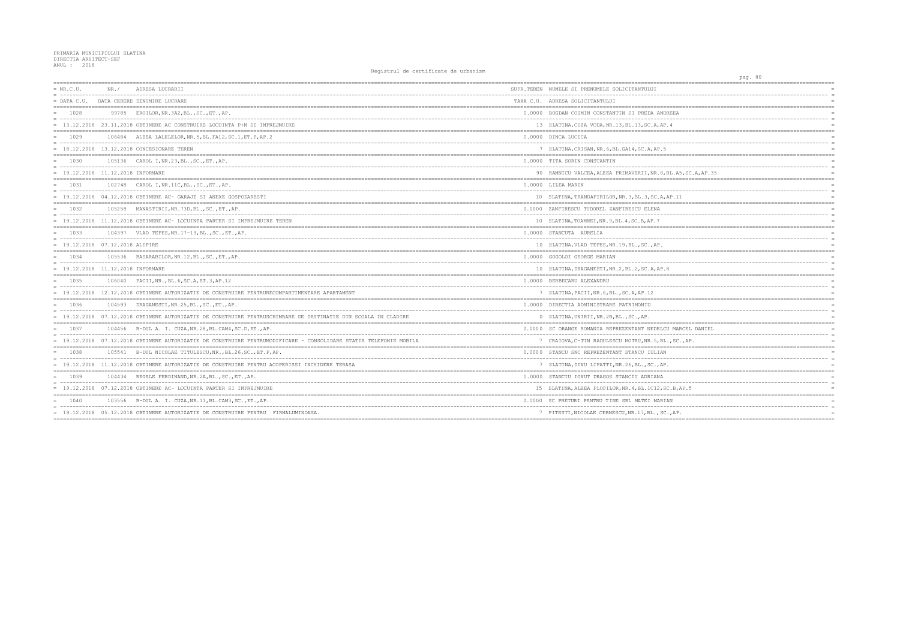PRIMARIA MUNICIPIULUI SLATINA
DIRECTIA ARHITECT-SEF
ANUL : 2018

Registrul de certificate de urbanism

| NR.C.U. / DATA C.U. | NR. / DATA CERERE | ADRESA LUCRARII / DENUMIRE LUCRARE | SUPR.TEREN / TAXA C.U. | NUMELE SI PRENUMELE SOLICITANTULUI / ADRESA SOLICITANTULUI |
|---|---|---|---|---|
| 1028 | 99785 | EROILOR,NR.3A2,BL.,SC.,ET.,AP. | 0.0000 | BOGDAN COSMIN CONSTANTIN SI PREDA ANDREEA |
| 13.12.2018 | 23.11.2018 | OBTINERE AC CONSTRUIRE LOCUINTA P+M SI IMPREJMUIRE | 13 | SLATINA,CUZA VODA,NR.13,BL.13,SC.A,AP.4 |
| 1029 | 106484 | ALEEA LALELELOR,NR.5,BL.FA12,SC.1,ET.P,AP.2 | 0.0000 | DINCA LUCICA |
| 18.12.2018 | 13.12.2018 | CONCESIONARE TEREN | 7 | SLATINA,CRISAN,NR.6,BL.GA14,SC.A,AP.5 |
| 1030 | 105136 | CAROL I,NR.23,BL.,SC.,ET.,AP. | 0.0000 | TITA SORIN CONSTANTIN |
| 19.12.2018 | 11.12.2018 | INFORMARE | 90 | RAMNICU VALCEA,ALEEA PRIMAVERII,NR.8,BL.A5,SC.A,AP.35 |
| 1031 | 102748 | CAROL I,NR.11C,BL.,SC.,ET.,AP. | 0.0000 | LILEA MARIN |
| 19.12.2018 | 04.12.2018 | OBTINERE AC- GARAJE SI ANEXE GOSPODARESTI | 10 | SLATINA,TRANDAFIRILOR,NR.3,BL.3,SC.A,AP.11 |
| 1032 | 105258 | MANASTIRII,NR.73D,BL.,SC.,ET.,AP. | 0.0000 | ZANFIRESCU TUDOREL ZANFIRESCU ELENA |
| 19.12.2018 | 11.12.2018 | OBTINERE AC- LOCUINTA PARTER SI IMPREJMUIRE TEREN | 10 | SLATINA,TOAMNEI,NR.9,BL.4,SC.B,AP.7 |
| 1033 | 104397 | VLAD TEPES,NR.17-19,BL.,SC.,ET.,AP. | 0.0000 | STANCUTA AURELIA |
| 19.12.2018 | 07.12.2018 | ALIPIRE | 10 | SLATINA,VLAD TEPES,NR.19,BL.,SC.,AP. |
| 1034 | 105536 | BASARABILOR,NR.12,BL.,SC.,ET.,AP. | 0.0000 | GOGOLOI GEORGE MARIAN |
| 19.12.2018 | 11.12.2018 | INFORMARE | 10 | SLATINA,DRAGANESTI,NR.2,BL.2,SC.A,AP.8 |
| 1035 | 106040 | PACII,NR.,BL.6,SC.A,ET.3,AP.12 | 0.0000 | BERBECARU ALEXANDRU |
| 19.12.2018 | 12.12.2018 | OBTINERE AUTORIZATIE DE CONSTRUIRE PENTRURECOMPARTIMENTARE APARTAMENT | 7 | SLATINA,PACII,NR.6,BL.,SC.A,AP.12 |
| 1036 | 104593 | DRAGANESTI,NR.25,BL.,SC.,ET.,AP. | 0.0000 | DIRECTIA ADMINISTRARE PATRIMONIU |
| 19.12.2018 | 07.12.2018 | OBTINERE AUTORIZATIE DE CONSTRUIRE PENTRUSCHIMBARE DE DESTINATIE DIN SCOALA IN CLADIRE | 0 | SLATINA,UNIRII,NR.2B,BL.,SC.,AP. |
| 1037 | 104456 | B-DUL A. I. CUZA,NR.28,BL.CAM4,SC.D,ET.,AP. | 0.0000 | SC ORANGE ROMANIA REPREZENTANT NEDELCU MARCEL DANIEL |
| 19.12.2018 | 07.12.2018 | OBTINERE AUTORIZATIE DE CONSTRUIRE PENTRUMODIFICARE - CONSOLIDARE STATIE TELEFONIE MOBILA | 7 | CRAIOVA,C-TIN RADULESCU MOTRU,NR.5,BL.,SC.,AP. |
| 1038 | 105541 | B-DUL NICOLAE TITULESCU,NR.,BL.26,SC.,ET.P,AP. | 0.0000 | STANCU SNC REPREZENTANT STANCU IULIAN |
| 19.12.2018 | 11.12.2018 | OBTINERE AUTORIZATIE DE CONSTRUIRE PENTRU ACOPERISSI INCHIDERE TERASA | 7 | SLATINA,DINU LIPATTI,NR.26,BL.,SC.,AP. |
| 1039 | 104434 | REGELE FERDINAND,NR.2A,BL.,SC.,ET.,AP. | 0.0000 | STANCIU IONUT DRAGOS STANCIU ADRIANA |
| 19.12.2018 | 07.12.2018 | OBTINERE AC- LOCUINTA PARTER SI IMPREJMUIRE | 15 | SLATINA,ALEEA PLOPILOR,NR.4,BL.1CI2,SC.B,AP.5 |
| 1040 | 103556 | B-DUL A. I. CUZA,NR.11,BL.CAM3,SC.,ET.,AP. | 0.0000 | SC PRETURI PENTRU TINE SRL MATEI MARIAN |
| 19.12.2018 | 05.12.2018 | OBTINERE AUTORIZATIE DE CONSTRUIRE PENTRU FIRMALUMINOASA. | 7 | PITESTI,NICOLAE CERNESCU,NR.17,BL.,SC.,AP. |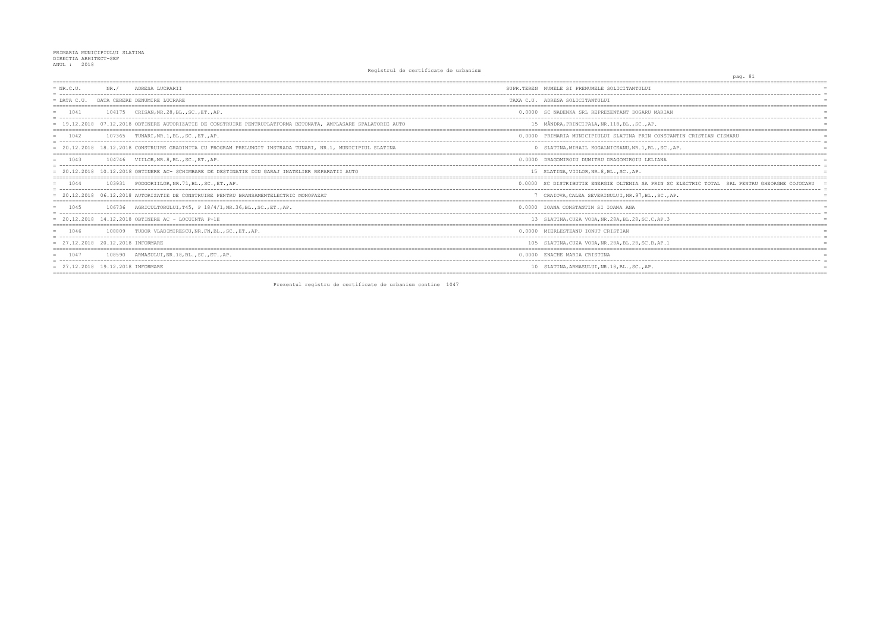PRIMARIA MUNICIPIULUI SLATINA
DIRECTIA ARHITECT-SEF
ANUL : 2018

Registrul de certificate de urbanism

| NR.C.U. / DATA C.U. | NR./ DATA CERERE | ADRESA LUCRARII / DENUMIRE LUCRARE | SUPR.TEREN / TAXA C.U. | NUMELE SI PRENUMELE SOLICITANTULUI / ADRESA SOLICITANTULUI |
|---|---|---|---|---|
| 1041 | 104175 | CRISAN,NR.28,BL.,SC.,ET.,AP. | 0.0000 | SC NADENKA SRL REPREZENTANT DOGARU MARIAN |
| 19.12.2018 | 07.12.2018 | OBTINERE AUTORIZATIE DE CONSTRUIRE PENTRUPLATFORMA BETONATA, AMPLASARE SPALATORIE AUTO | 15 | MÂNDRA,PRINCIPALA,NR.118,BL.,SC.,AP. |
| 1042 | 107365 | TUNARI,NR.1,BL.,SC.,ET.,AP. | 0.0000 | PRIMARIA MUNICIPIULUI SLATINA PRIN CONSTANTIN CRISTIAN CISMARU |
| 20.12.2018 | 18.12.2018 | CONSTRUIRE GRADINITA CU PROGRAM PRELUNGIT INSTRADA TUNARI, NR.1, MUNICIPIUL SLATINA | 0 | SLATINA,MIHAIL KOGALNICEANU,NR.1,BL.,SC.,AP. |
| 1043 | 104746 | VIILOR,NR.8,BL.,SC.,ET.,AP. | 0.0000 | DRAGOMIROIU DUMITRU DRAGOMIROIU LELIANA |
| 20.12.2018 | 10.12.2018 | OBTINERE AC- SCHIMBARE DE DESTINATIE DIN GARAJ INATELIER REPARATII AUTO | 15 | SLATINA,VIILOR,NR.8,BL.,SC.,AP. |
| 1044 | 103931 | PODGORIILOR,NR.71,BL.,SC.,ET.,AP. | 0.0000 | SC DISTRIBUTIE ENERGIE OLTENIA SA PRIN SC ELECTRIC TOTAL SRL PENTRU GHEORGHE COJOCARU |
| 20.12.2018 | 06.12.2018 | AUTORIZATIE DE CONSTRUIRE PENTRU BRANSAMENTELECTRIC MONOFAZAT | 7 | CRAIOVA,CALEA SEVERINULUI,NR.97,BL.,SC.,AP. |
| 1045 | 106736 | AGRICULTORULUI,T45, P 18/4/1,NR.36,BL.,SC.,ET.,AP. | 0.0000 | IOANA CONSTANTIN SI IOANA ANA |
| 20.12.2018 | 14.12.2018 | OBTINERE AC - LOCUINTA P+1E | 13 | SLATINA,CUZA VODA,NR.28A,BL.28,SC.C,AP.3 |
| 1046 | 108809 | TUDOR VLADIMIRESCU,NR.FN,BL.,SC.,ET.,AP. | 0.0000 | MIERLESTEANU IONUT CRISTIAN |
| 27.12.2018 | 20.12.2018 | INFORMARE | 105 | SLATINA,CUZA VODA,NR.28A,BL.28,SC.B,AP.1 |
| 1047 | 108590 | ARMASULUI,NR.18,BL.,SC.,ET.,AP. | 0.0000 | ENACHE MARIA CRISTINA |
| 27.12.2018 | 19.12.2018 | INFORMARE | 10 | SLATINA,ARMASULUI,NR.18,BL.,SC.,AP. |

Prezentul registru de certificate de urbanism contine 1047